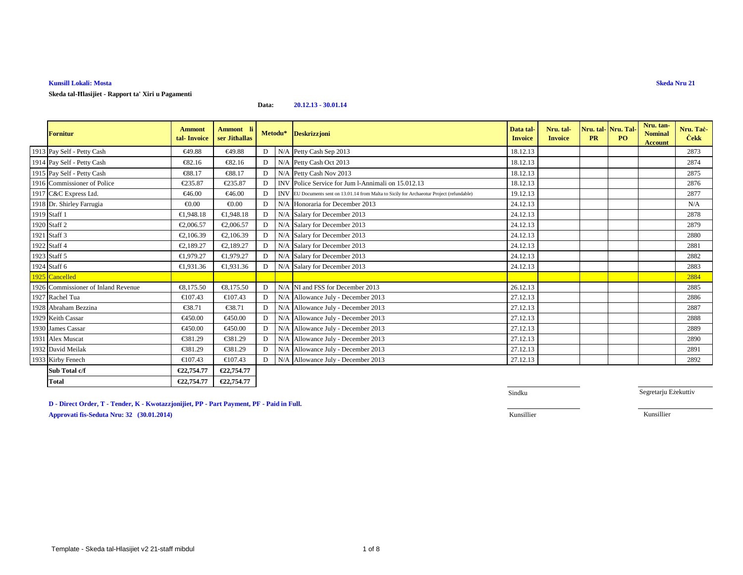**Kunsill Lokali: Mosta** | **Skeda Nru 21**

**Skeda tal-Ħlasijiet - Rapport ta' Xiri u Pagamenti**

**Data:** **20.12.13 - 30.01.14**

| | Fornitur | Ammont tal- Invoice | Ammont li ser Jitħallas | Metodu* | | Deskrizzjoni | Data tal-Invoice | Nru. tal-Invoice | Nru. tal-PR | Nru. Tal-PO | Nru. tan-Nominal Account | Nru. Taċ-Ċekk |
|---|---|---|---|---|---|---|---|---|---|---|---|---|
| 1913 | Pay Self - Petty Cash | €49.88 | €49.88 | D | N/A | Petty Cash Sep 2013 | 18.12.13 | | | | | 2873 |
| 1914 | Pay Self - Petty Cash | €82.16 | €82.16 | D | N/A | Petty Cash Oct 2013 | 18.12.13 | | | | | 2874 |
| 1915 | Pay Self - Petty Cash | €88.17 | €88.17 | D | N/A | Petty Cash Nov 2013 | 18.12.13 | | | | | 2875 |
| 1916 | Commissioner of Police | €235.87 | €235.87 | D | INV | Police Service for Jum l-Annimali on 15.012.13 | 18.12.13 | | | | | 2876 |
| 1917 | C&C Express Ltd. | €46.00 | €46.00 | D | INV | EU Documents sent on 13.01.14 from Malta to Sicily for Archaeotur Project (refundable) | 19.12.13 | | | | | 2877 |
| 1918 | Dr. Shirley Farrugia | €0.00 | €0.00 | D | N/A | Honoraria for December 2013 | 24.12.13 | | | | | N/A |
| 1919 | Staff 1 | €1,948.18 | €1,948.18 | D | N/A | Salary for December 2013 | 24.12.13 | | | | | 2878 |
| 1920 | Staff 2 | €2,006.57 | €2,006.57 | D | N/A | Salary for December 2013 | 24.12.13 | | | | | 2879 |
| 1921 | Staff 3 | €2,106.39 | €2,106.39 | D | N/A | Salary for December 2013 | 24.12.13 | | | | | 2880 |
| 1922 | Staff 4 | €2,189.27 | €2,189.27 | D | N/A | Salary for December 2013 | 24.12.13 | | | | | 2881 |
| 1923 | Staff 5 | €1,979.27 | €1,979.27 | D | N/A | Salary for December 2013 | 24.12.13 | | | | | 2882 |
| 1924 | Staff 6 | €1,931.36 | €1,931.36 | D | N/A | Salary for December 2013 | 24.12.13 | | | | | 2883 |
| 1925 | Cancelled | | | | | | | | | | | 2884 |
| 1926 | Commissioner of Inland Revenue | €8,175.50 | €8,175.50 | D | N/A | NI and FSS for December 2013 | 26.12.13 | | | | | 2885 |
| 1927 | Rachel Tua | €107.43 | €107.43 | D | N/A | Allowance July - December 2013 | 27.12.13 | | | | | 2886 |
| 1928 | Abraham Bezzina | €38.71 | €38.71 | D | N/A | Allowance July - December 2013 | 27.12.13 | | | | | 2887 |
| 1929 | Keith Cassar | €450.00 | €450.00 | D | N/A | Allowance July - December 2013 | 27.12.13 | | | | | 2888 |
| 1930 | James Cassar | €450.00 | €450.00 | D | N/A | Allowance July - December 2013 | 27.12.13 | | | | | 2889 |
| 1931 | Alex Muscat | €381.29 | €381.29 | D | N/A | Allowance July - December 2013 | 27.12.13 | | | | | 2890 |
| 1932 | David Meilak | €381.29 | €381.29 | D | N/A | Allowance July - December 2013 | 27.12.13 | | | | | 2891 |
| 1933 | Kirby Fenech | €107.43 | €107.43 | D | N/A | Allowance July - December 2013 | 27.12.13 | | | | | 2892 |
| | **Sub Total c/f** | **€22,754.77** | **€22,754.77** | | | | | | | | | |
| | **Total** | **€22,754.77** | **€22,754.77** | | | | | | | | | |

Sindku — Segretarju Eżekuttiv

Kunsillier — Kunsillier

**D - Direct Order, T - Tender, K - Kwotazzjonijiet, PP - Part Payment, PF - Paid in Full.**

**Approvati fis-Seduta Nru: 32 (30.01.2014)**

Template - Skeda tal-Hlasijiet v2 21-staff mibdul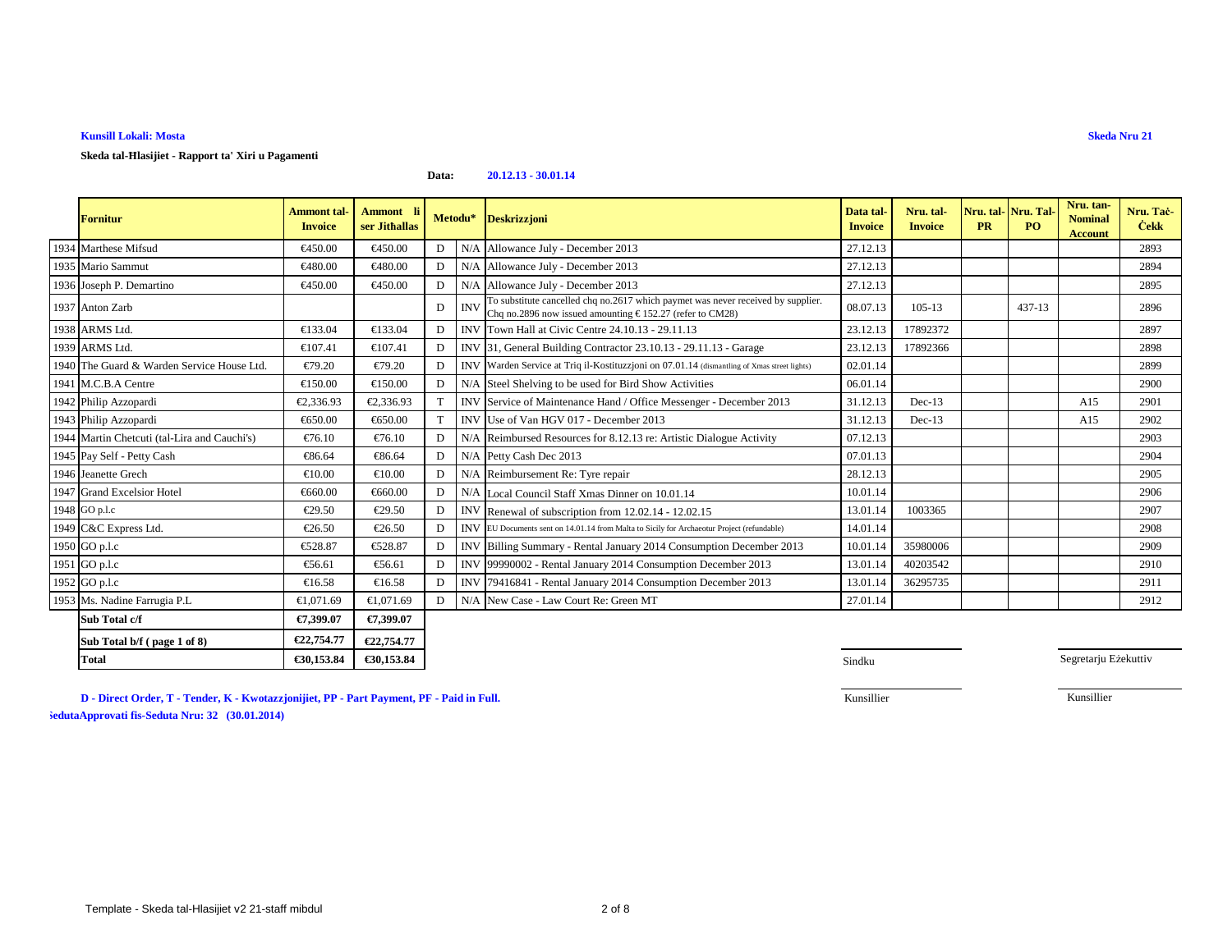**Kunsill Lokali: Mosta**

**Skeda Nru 21**

**Skeda tal-Ħlasijiet - Rapport ta' Xiri u Pagamenti**

**Data:** **20.12.13 - 30.01.14**

| | Fornitur | Ammont tal-Invoice | Ammont li ser Jithallas | Metodu* | | Deskrizzjoni | Data tal-Invoice | Nru. tal-Invoice | Nru. tal-PR | Nru. Tal-PO | Nru. tan-Nominal Account | Nru. Taċ-Ċekk |
|---|---|---|---|---|---|---|---|---|---|---|---|---|
| 1934 | Marthese Mifsud | €450.00 | €450.00 | D | N/A | Allowance July - December 2013 | 27.12.13 | | | | | 2893 |
| 1935 | Mario Sammut | €480.00 | €480.00 | D | N/A | Allowance July - December 2013 | 27.12.13 | | | | | 2894 |
| 1936 | Joseph P. Demartino | €450.00 | €450.00 | D | N/A | Allowance July - December 2013 | 27.12.13 | | | | | 2895 |
| 1937 | Anton Zarb | | | D | INV | To substitute cancelled chq no.2617 which paymet was never received by supplier. Chq no.2896 now issued amounting € 152.27 (refer to CM28) | 08.07.13 | 105-13 | | 437-13 | | 2896 |
| 1938 | ARMS Ltd. | €133.04 | €133.04 | D | INV | Town Hall at Civic Centre 24.10.13 - 29.11.13 | 23.12.13 | 17892372 | | | | 2897 |
| 1939 | ARMS Ltd. | €107.41 | €107.41 | D | INV | 31, General Building Contractor 23.10.13 - 29.11.13 - Garage | 23.12.13 | 17892366 | | | | 2898 |
| 1940 | The Guard & Warden Service House Ltd. | €79.20 | €79.20 | D | INV | Warden Service at Triq il-Kostituzzjoni on 07.01.14 (dismantling of Xmas street lights) | 02.01.14 | | | | | 2899 |
| 1941 | M.C.B.A Centre | €150.00 | €150.00 | D | N/A | Steel Shelving to be used for Bird Show Activities | 06.01.14 | | | | | 2900 |
| 1942 | Philip Azzopardi | €2,336.93 | €2,336.93 | T | INV | Service of Maintenance Hand / Office Messenger - December 2013 | 31.12.13 | Dec-13 | | | A15 | 2901 |
| 1943 | Philip Azzopardi | €650.00 | €650.00 | T | INV | Use of Van HGV 017 - December 2013 | 31.12.13 | Dec-13 | | | A15 | 2902 |
| 1944 | Martin Chetcuti (tal-Lira and Cauchi's) | €76.10 | €76.10 | D | N/A | Reimbursed Resources for 8.12.13 re: Artistic Dialogue Activity | 07.12.13 | | | | | 2903 |
| 1945 | Pay Self - Petty Cash | €86.64 | €86.64 | D | N/A | Petty Cash Dec 2013 | 07.01.13 | | | | | 2904 |
| 1946 | Jeanette Grech | €10.00 | €10.00 | D | N/A | Reimbursement Re: Tyre repair | 28.12.13 | | | | | 2905 |
| 1947 | Grand Excelsior Hotel | €660.00 | €660.00 | D | N/A | Local Council Staff Xmas Dinner on 10.01.14 | 10.01.14 | | | | | 2906 |
| 1948 | GO p.l.c | €29.50 | €29.50 | D | INV | Renewal of subscription from 12.02.14 - 12.02.15 | 13.01.14 | 1003365 | | | | 2907 |
| 1949 | C&C Express Ltd. | €26.50 | €26.50 | D | INV | EU Documents sent on 14.01.14 from Malta to Sicily for Archaeotur Project (refundable) | 14.01.14 | | | | | 2908 |
| 1950 | GO p.l.c | €528.87 | €528.87 | D | INV | Billing Summary - Rental January 2014 Consumption December 2013 | 10.01.14 | 35980006 | | | | 2909 |
| 1951 | GO p.l.c | €56.61 | €56.61 | D | INV | 99990002 - Rental January 2014 Consumption December 2013 | 13.01.14 | 40203542 | | | | 2910 |
| 1952 | GO p.l.c | €16.58 | €16.58 | D | INV | 79416841 - Rental January 2014 Consumption December 2013 | 13.01.14 | 36295735 | | | | 2911 |
| 1953 | Ms. Nadine Farrugia P.L | €1,071.69 | €1,071.69 | D | N/A | New Case - Law Court Re: Green MT | 27.01.14 | | | | | 2912 |
| | **Sub Total c/f** | **€7,399.07** | **€7,399.07** | | | | | | | | | |
| | **Sub Total b/f ( page 1 of 8)** | **€22,754.77** | **€22,754.77** | | | | | | | | | |
| | **Total** | **€30,153.84** | **€30,153.84** | | | | | | | | | |

Sindku | Segretarju Eżekuttiv

Kunsillier | Kunsillier

**D - Direct Order, T - Tender, K - Kwotazzjonijiet, PP - Part Payment, PF - Paid in Full.**

**SedutaApprovati fis-Seduta Nru: 32 (30.01.2014)**

Template - Skeda tal-Hlasijiet v2 21-staff mibdul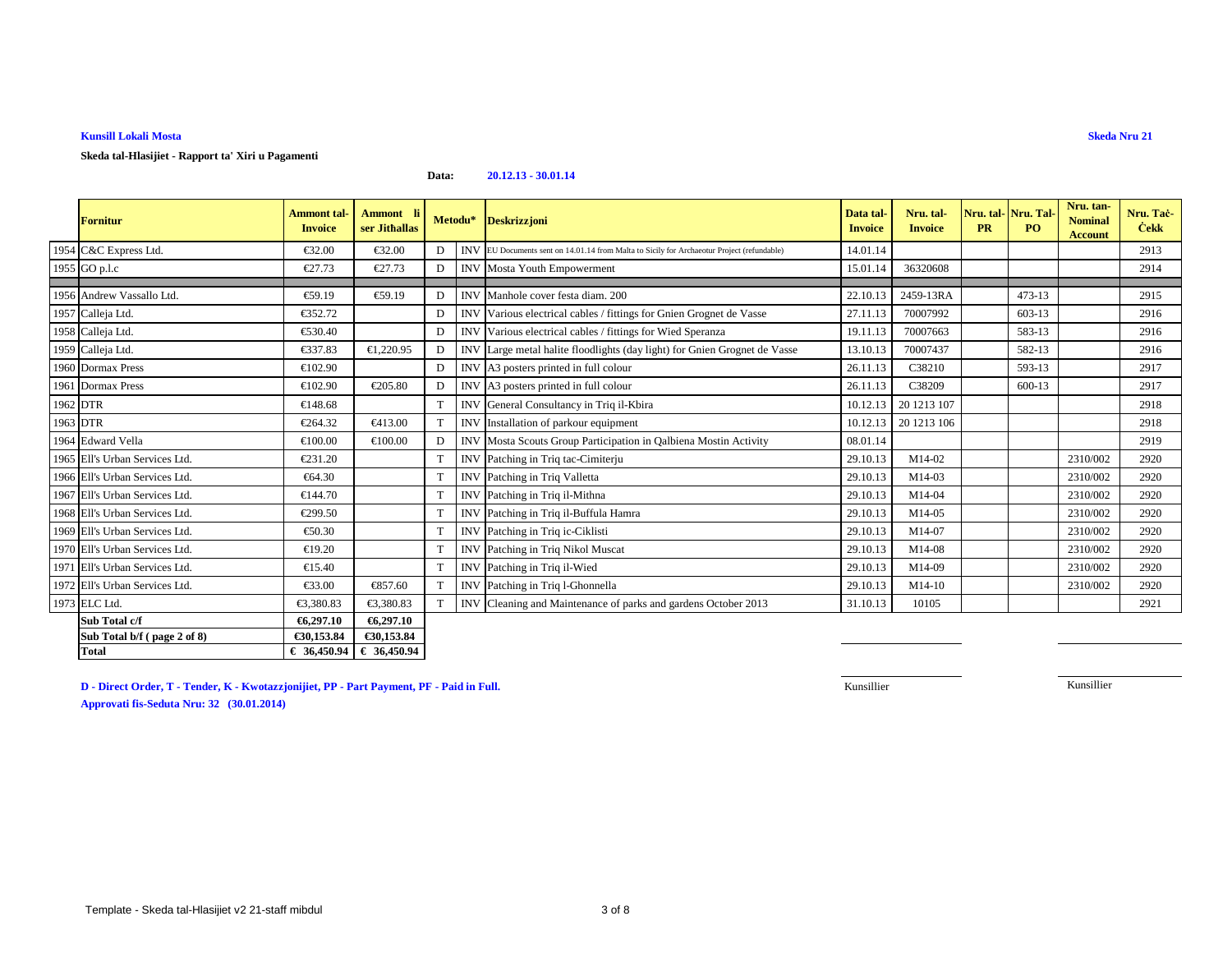**Kunsill Lokali Mosta**

**Skeda Nru 21**

**Skeda tal-Hlasijiet - Rapport ta' Xiri u Pagamenti**

**Data:** **20.12.13 - 30.01.14**

| | Fornitur | Ammont tal-Invoice | Ammont li ser Jithallas | Metodu* | | Deskrizzjoni | Data tal-Invoice | Nru. tal-Invoice | Nru. tal-PR | Nru. Tal-PO | Nru. tan-Nominal Account | Nru. Taċ-Ċekk |
|---|---|---|---|---|---|---|---|---|---|---|---|---|
| 1954 | C&C Express Ltd. | €32.00 | €32.00 | D | INV | EU Documents sent on 14.01.14 from Malta to Sicily for Archaeotur Project (refundable) | 14.01.14 | | | | | 2913 |
| 1955 | GO p.l.c | €27.73 | €27.73 | D | INV | Mosta Youth Empowerment | 15.01.14 | 36320608 | | | | 2914 |
| 1956 | Andrew Vassallo Ltd. | €59.19 | €59.19 | D | INV | Manhole cover festa diam. 200 | 22.10.13 | 2459-13RA | | 473-13 | | 2915 |
| 1957 | Calleja Ltd. | €352.72 | | D | INV | Various electrical cables / fittings for Gnien Grognet de Vasse | 27.11.13 | 70007992 | | 603-13 | | 2916 |
| 1958 | Calleja Ltd. | €530.40 | | D | INV | Various electrical cables / fittings for Wied Speranza | 19.11.13 | 70007663 | | 583-13 | | 2916 |
| 1959 | Calleja Ltd. | €337.83 | €1,220.95 | D | INV | Large metal halite floodlights (day light) for Gnien Grognet de Vasse | 13.10.13 | 70007437 | | 582-13 | | 2916 |
| 1960 | Dormax Press | €102.90 | | D | INV | A3 posters printed in full colour | 26.11.13 | C38210 | | 593-13 | | 2917 |
| 1961 | Dormax Press | €102.90 | €205.80 | D | INV | A3 posters printed in full colour | 26.11.13 | C38209 | | 600-13 | | 2917 |
| 1962 | DTR | €148.68 | | T | INV | General Consultancy in Triq il-Kbira | 10.12.13 | 20 1213 107 | | | | 2918 |
| 1963 | DTR | €264.32 | €413.00 | T | INV | Installation of parkour equipment | 10.12.13 | 20 1213 106 | | | | 2918 |
| 1964 | Edward Vella | €100.00 | €100.00 | D | INV | Mosta Scouts Group Participation in Qalbiena Mostin Activity | 08.01.14 | | | | | 2919 |
| 1965 | Ell's Urban Services Ltd. | €231.20 | | T | INV | Patching in Triq tac-Cimiterju | 29.10.13 | M14-02 | | | 2310/002 | 2920 |
| 1966 | Ell's Urban Services Ltd. | €64.30 | | T | INV | Patching in Triq Valletta | 29.10.13 | M14-03 | | | 2310/002 | 2920 |
| 1967 | Ell's Urban Services Ltd. | €144.70 | | T | INV | Patching in Triq il-Mithna | 29.10.13 | M14-04 | | | 2310/002 | 2920 |
| 1968 | Ell's Urban Services Ltd. | €299.50 | | T | INV | Patching in Triq il-Buffula Hamra | 29.10.13 | M14-05 | | | 2310/002 | 2920 |
| 1969 | Ell's Urban Services Ltd. | €50.30 | | T | INV | Patching in Triq ic-Ciklisti | 29.10.13 | M14-07 | | | 2310/002 | 2920 |
| 1970 | Ell's Urban Services Ltd. | €19.20 | | T | INV | Patching in Triq Nikol Muscat | 29.10.13 | M14-08 | | | 2310/002 | 2920 |
| 1971 | Ell's Urban Services Ltd. | €15.40 | | T | INV | Patching in Triq il-Wied | 29.10.13 | M14-09 | | | 2310/002 | 2920 |
| 1972 | Ell's Urban Services Ltd. | €33.00 | €857.60 | T | INV | Patching in Triq l-Ghonnella | 29.10.13 | M14-10 | | | 2310/002 | 2920 |
| 1973 | ELC Ltd. | €3,380.83 | €3,380.83 | T | INV | Cleaning and Maintenance of parks and gardens October 2013 | 31.10.13 | 10105 | | | | 2921 |
| | **Sub Total c/f** | **€6,297.10** | **€6,297.10** | | | | | | | | | |
| | **Sub Total b/f ( page 2 of 8)** | **€30,153.84** | **€30,153.84** | | | | | | | | | |
| | **Total** | **€ 36,450.94** | **€ 36,450.94** | | | | | | | | | |

Kunsillier

Kunsillier

**D - Direct Order, T - Tender, K - Kwotazzjonijiet, PP - Part Payment, PF - Paid in Full.**

**Approvati fis-Seduta Nru: 32 (30.01.2014)**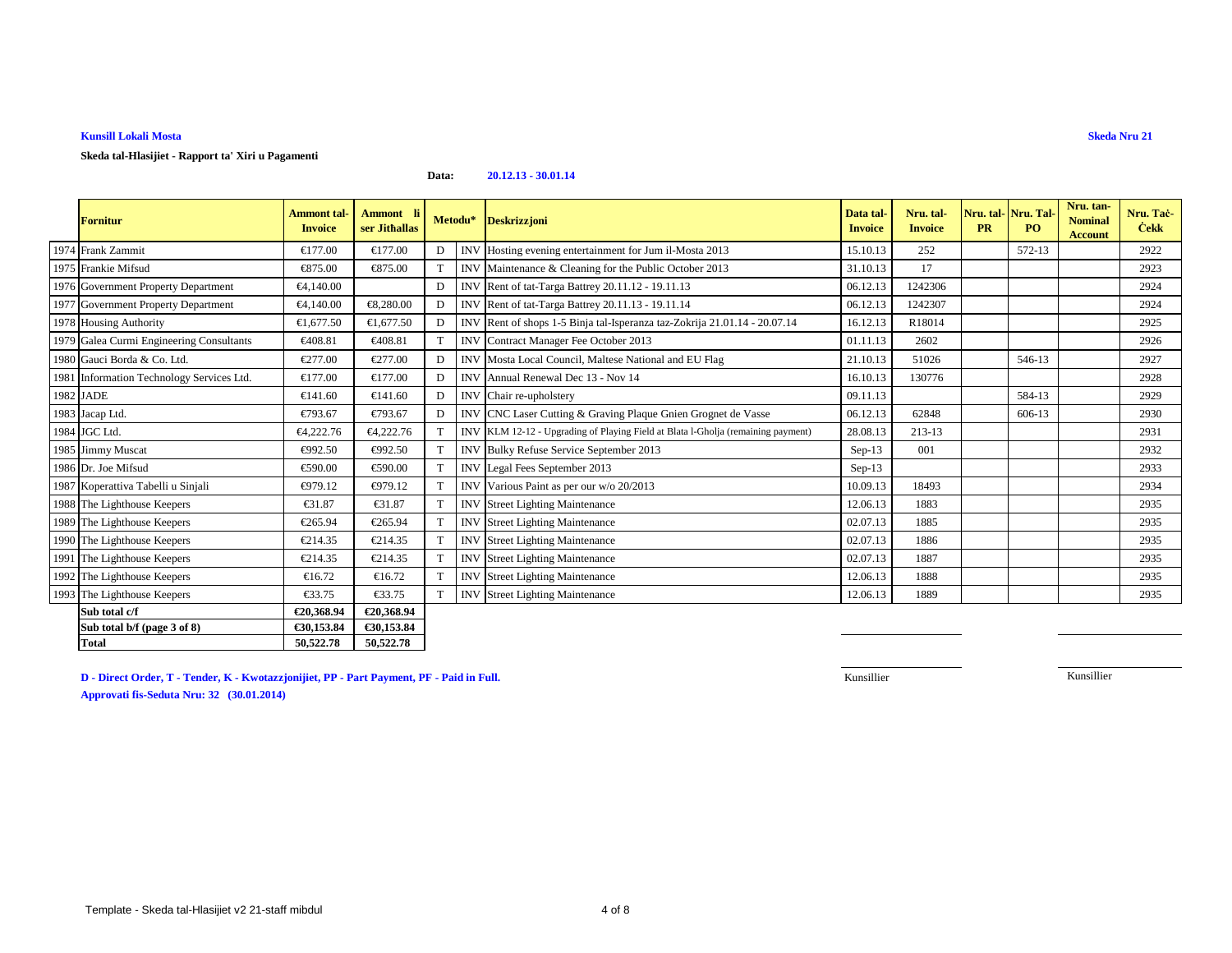**Kunsill Lokali Mosta**

**Skeda Nru 21**

**Skeda tal-Hlasijiet - Rapport ta' Xiri u Pagamenti**

**Data:** **20.12.13 - 30.01.14**

| | Fornitur | Ammont tal-Invoice | Ammont li ser Jithallas | Metodu* | | Deskrizzjoni | Data tal-Invoice | Nru. tal-Invoice | Nru. tal-PR | Nru. Tal-PO | Nru. tan-Nominal Account | Nru. Taċ-Ċekk |
|---|---|---|---|---|---|---|---|---|---|---|---|---|
| 1974 | Frank Zammit | €177.00 | €177.00 | D | INV | Hosting evening entertainment for Jum il-Mosta 2013 | 15.10.13 | 252 | | 572-13 | | 2922 |
| 1975 | Frankie Mifsud | €875.00 | €875.00 | T | INV | Maintenance & Cleaning for the Public October 2013 | 31.10.13 | 17 | | | | 2923 |
| 1976 | Government Property Department | €4,140.00 | | D | INV | Rent of tat-Targa Battrey 20.11.12 - 19.11.13 | 06.12.13 | 1242306 | | | | 2924 |
| 1977 | Government Property Department | €4,140.00 | €8,280.00 | D | INV | Rent of tat-Targa Battrey 20.11.13 - 19.11.14 | 06.12.13 | 1242307 | | | | 2924 |
| 1978 | Housing Authority | €1,677.50 | €1,677.50 | D | INV | Rent of shops 1-5 Binja tal-Isperanza taz-Zokrija 21.01.14 - 20.07.14 | 16.12.13 | R18014 | | | | 2925 |
| 1979 | Galea Curmi Engineering Consultants | €408.81 | €408.81 | T | INV | Contract Manager Fee October 2013 | 01.11.13 | 2602 | | | | 2926 |
| 1980 | Gauci Borda & Co. Ltd. | €277.00 | €277.00 | D | INV | Mosta Local Council, Maltese National and EU Flag | 21.10.13 | 51026 | | 546-13 | | 2927 |
| 1981 | Information Technology Services Ltd. | €177.00 | €177.00 | D | INV | Annual Renewal Dec 13 - Nov 14 | 16.10.13 | 130776 | | | | 2928 |
| 1982 | JADE | €141.60 | €141.60 | D | INV | Chair re-upholstery | 09.11.13 | | | 584-13 | | 2929 |
| 1983 | Jacap Ltd. | €793.67 | €793.67 | D | INV | CNC Laser Cutting & Graving Plaque Gnien Grognet de Vasse | 06.12.13 | 62848 | | 606-13 | | 2930 |
| 1984 | JGC Ltd. | €4,222.76 | €4,222.76 | T | INV | KLM 12-12 - Upgrading of Playing Field at Blata l-Gholja (remaining payment) | 28.08.13 | 213-13 | | | | 2931 |
| 1985 | Jimmy Muscat | €992.50 | €992.50 | T | INV | Bulky Refuse Service September 2013 | Sep-13 | 001 | | | | 2932 |
| 1986 | Dr. Joe Mifsud | €590.00 | €590.00 | T | INV | Legal Fees September 2013 | Sep-13 | | | | | 2933 |
| 1987 | Koperattiva Tabelli u Sinjali | €979.12 | €979.12 | T | INV | Various Paint as per our w/o 20/2013 | 10.09.13 | 18493 | | | | 2934 |
| 1988 | The Lighthouse Keepers | €31.87 | €31.87 | T | INV | Street Lighting Maintenance | 12.06.13 | 1883 | | | | 2935 |
| 1989 | The Lighthouse Keepers | €265.94 | €265.94 | T | INV | Street Lighting Maintenance | 02.07.13 | 1885 | | | | 2935 |
| 1990 | The Lighthouse Keepers | €214.35 | €214.35 | T | INV | Street Lighting Maintenance | 02.07.13 | 1886 | | | | 2935 |
| 1991 | The Lighthouse Keepers | €214.35 | €214.35 | T | INV | Street Lighting Maintenance | 02.07.13 | 1887 | | | | 2935 |
| 1992 | The Lighthouse Keepers | €16.72 | €16.72 | T | INV | Street Lighting Maintenance | 12.06.13 | 1888 | | | | 2935 |
| 1993 | The Lighthouse Keepers | €33.75 | €33.75 | T | INV | Street Lighting Maintenance | 12.06.13 | 1889 | | | | 2935 |
| | **Sub total c/f** | **€20,368.94** | **€20,368.94** | | | | | | | | | |
| | **Sub total b/f (page 3 of 8)** | **€30,153.84** | **€30,153.84** | | | | | | | | | |
| | **Total** | **50,522.78** | **50,522.78** | | | | | | | | | |

**D - Direct Order, T - Tender, K - Kwotazzjonijiet, PP - Part Payment, PF - Paid in Full.**

**Approvati fis-Seduta Nru: 32 (30.01.2014)**

Kunsillier

Kunsillier

Template - Skeda tal-Hlasijiet v2 21-staff mibdul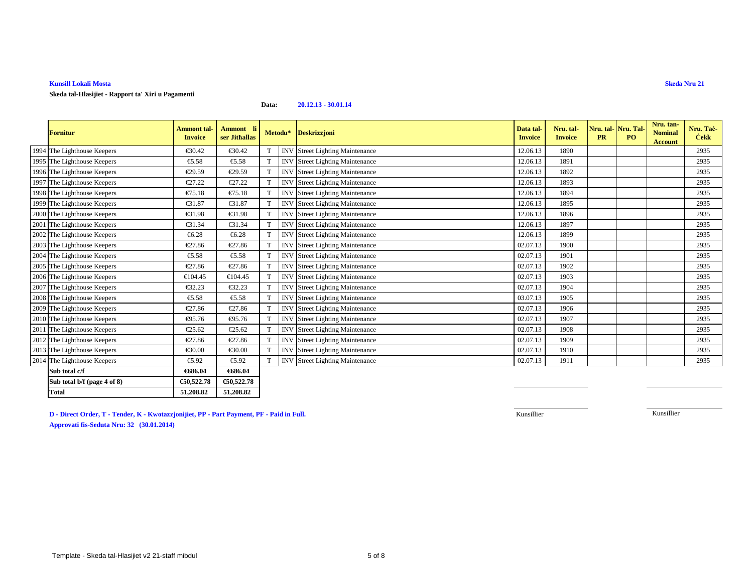**Kunsill Lokali Mosta**

**Skeda Nru 21**

**Skeda tal-Hlasijiet - Rapport ta' Xiri u Pagamenti**

**Data:** **20.12.13 - 30.01.14**

| | Fornitur | Ammont tal-Invoice | Ammont li ser Jithallas | Metodu* | | Deskrizzjoni | Data tal-Invoice | Nru. tal-Invoice | Nru. tal-PR | Nru. Tal-PO | Nru. tan-Nominal Account | Nru. Taċ-Ċekk |
|---|---|---|---|---|---|---|---|---|---|---|---|---|
| 1994 | The Lighthouse Keepers | €30.42 | €30.42 | T | INV | Street Lighting Maintenance | 12.06.13 | 1890 | | | | 2935 |
| 1995 | The Lighthouse Keepers | €5.58 | €5.58 | T | INV | Street Lighting Maintenance | 12.06.13 | 1891 | | | | 2935 |
| 1996 | The Lighthouse Keepers | €29.59 | €29.59 | T | INV | Street Lighting Maintenance | 12.06.13 | 1892 | | | | 2935 |
| 1997 | The Lighthouse Keepers | €27.22 | €27.22 | T | INV | Street Lighting Maintenance | 12.06.13 | 1893 | | | | 2935 |
| 1998 | The Lighthouse Keepers | €75.18 | €75.18 | T | INV | Street Lighting Maintenance | 12.06.13 | 1894 | | | | 2935 |
| 1999 | The Lighthouse Keepers | €31.87 | €31.87 | T | INV | Street Lighting Maintenance | 12.06.13 | 1895 | | | | 2935 |
| 2000 | The Lighthouse Keepers | €31.98 | €31.98 | T | INV | Street Lighting Maintenance | 12.06.13 | 1896 | | | | 2935 |
| 2001 | The Lighthouse Keepers | €31.34 | €31.34 | T | INV | Street Lighting Maintenance | 12.06.13 | 1897 | | | | 2935 |
| 2002 | The Lighthouse Keepers | €6.28 | €6.28 | T | INV | Street Lighting Maintenance | 12.06.13 | 1899 | | | | 2935 |
| 2003 | The Lighthouse Keepers | €27.86 | €27.86 | T | INV | Street Lighting Maintenance | 02.07.13 | 1900 | | | | 2935 |
| 2004 | The Lighthouse Keepers | €5.58 | €5.58 | T | INV | Street Lighting Maintenance | 02.07.13 | 1901 | | | | 2935 |
| 2005 | The Lighthouse Keepers | €27.86 | €27.86 | T | INV | Street Lighting Maintenance | 02.07.13 | 1902 | | | | 2935 |
| 2006 | The Lighthouse Keepers | €104.45 | €104.45 | T | INV | Street Lighting Maintenance | 02.07.13 | 1903 | | | | 2935 |
| 2007 | The Lighthouse Keepers | €32.23 | €32.23 | T | INV | Street Lighting Maintenance | 02.07.13 | 1904 | | | | 2935 |
| 2008 | The Lighthouse Keepers | €5.58 | €5.58 | T | INV | Street Lighting Maintenance | 03.07.13 | 1905 | | | | 2935 |
| 2009 | The Lighthouse Keepers | €27.86 | €27.86 | T | INV | Street Lighting Maintenance | 02.07.13 | 1906 | | | | 2935 |
| 2010 | The Lighthouse Keepers | €95.76 | €95.76 | T | INV | Street Lighting Maintenance | 02.07.13 | 1907 | | | | 2935 |
| 2011 | The Lighthouse Keepers | €25.62 | €25.62 | T | INV | Street Lighting Maintenance | 02.07.13 | 1908 | | | | 2935 |
| 2012 | The Lighthouse Keepers | €27.86 | €27.86 | T | INV | Street Lighting Maintenance | 02.07.13 | 1909 | | | | 2935 |
| 2013 | The Lighthouse Keepers | €30.00 | €30.00 | T | INV | Street Lighting Maintenance | 02.07.13 | 1910 | | | | 2935 |
| 2014 | The Lighthouse Keepers | €5.92 | €5.92 | T | INV | Street Lighting Maintenance | 02.07.13 | 1911 | | | | 2935 |
| | **Sub total c/f** | **€686.04** | **€686.04** | | | | | | | | | |
| | **Sub total b/f (page 4 of 8)** | **€50,522.78** | **€50,522.78** | | | | | | | | | |
| | **Total** | **51,208.82** | **51,208.82** | | | | | | | | | |

Kunsillier

Kunsillier

**D - Direct Order, T - Tender, K - Kwotazzjonijiet, PP - Part Payment, PF - Paid in Full.**

**Approvati fis-Seduta Nru: 32 (30.01.2014)**

Template - Skeda tal-Hlasijiet v2 21-staff mibdul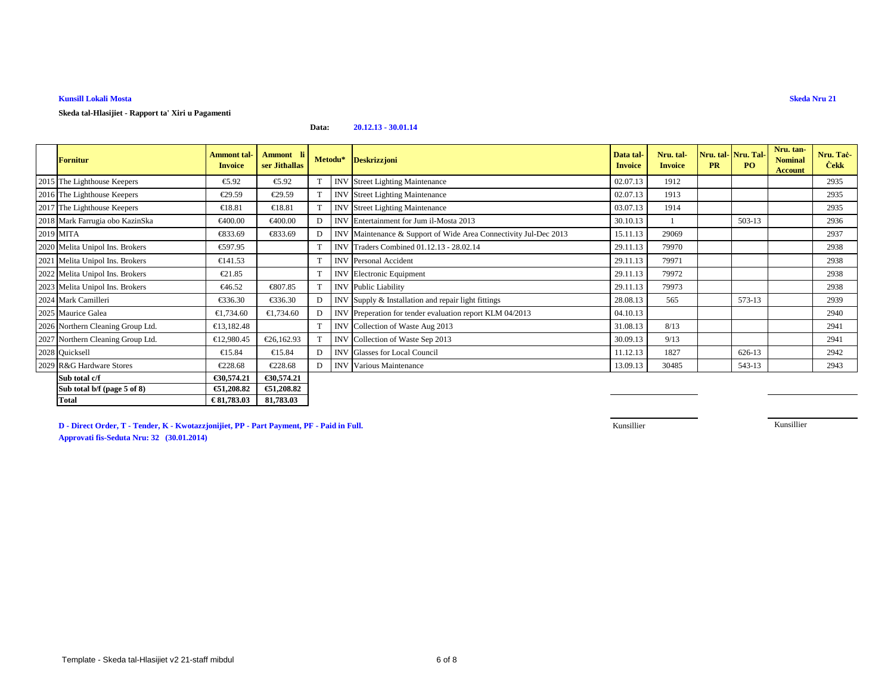**Kunsill Lokali Mosta**

**Skeda Nru 21**

**Skeda tal-Hlasijiet - Rapport ta' Xiri u Pagamenti**

**Data: 20.12.13 - 30.01.14**

| | Fornitur | Ammont tal-Invoice | Ammont li ser Jithallas | Metodu* | | Deskrizzjoni | Data tal-Invoice | Nru. tal-Invoice | Nru. tal-PR | Nru. Tal-PO | Nru. tan-Nominal Account | Nru. Taċ-Ċekk |
|---|---|---|---|---|---|---|---|---|---|---|---|---|
| 2015 | The Lighthouse Keepers | €5.92 | €5.92 | T | INV | Street Lighting Maintenance | 02.07.13 | 1912 | | | | 2935 |
| 2016 | The Lighthouse Keepers | €29.59 | €29.59 | T | INV | Street Lighting Maintenance | 02.07.13 | 1913 | | | | 2935 |
| 2017 | The Lighthouse Keepers | €18.81 | €18.81 | T | INV | Street Lighting Maintenance | 03.07.13 | 1914 | | | | 2935 |
| 2018 | Mark Farrugia obo KazinSka | €400.00 | €400.00 | D | INV | Entertainment for Jum il-Mosta 2013 | 30.10.13 | 1 | | 503-13 | | 2936 |
| 2019 | MITA | €833.69 | €833.69 | D | INV | Maintenance & Support of Wide Area Connectivity Jul-Dec 2013 | 15.11.13 | 29069 | | | | 2937 |
| 2020 | Melita Unipol Ins. Brokers | €597.95 | | T | INV | Traders Combined 01.12.13 - 28.02.14 | 29.11.13 | 79970 | | | | 2938 |
| 2021 | Melita Unipol Ins. Brokers | €141.53 | | T | INV | Personal Accident | 29.11.13 | 79971 | | | | 2938 |
| 2022 | Melita Unipol Ins. Brokers | €21.85 | | T | INV | Electronic Equipment | 29.11.13 | 79972 | | | | 2938 |
| 2023 | Melita Unipol Ins. Brokers | €46.52 | €807.85 | T | INV | Public Liability | 29.11.13 | 79973 | | | | 2938 |
| 2024 | Mark Camilleri | €336.30 | €336.30 | D | INV | Supply & Installation and repair light fittings | 28.08.13 | 565 | | 573-13 | | 2939 |
| 2025 | Maurice Galea | €1,734.60 | €1,734.60 | D | INV | Preperation for tender evaluation report KLM 04/2013 | 04.10.13 | | | | | 2940 |
| 2026 | Northern Cleaning Group Ltd. | €13,182.48 | | T | INV | Collection of Waste Aug 2013 | 31.08.13 | 8/13 | | | | 2941 |
| 2027 | Northern Cleaning Group Ltd. | €12,980.45 | €26,162.93 | T | INV | Collection of Waste Sep 2013 | 30.09.13 | 9/13 | | | | 2941 |
| 2028 | Quicksell | €15.84 | €15.84 | D | INV | Glasses for Local Council | 11.12.13 | 1827 | | 626-13 | | 2942 |
| 2029 | R&G Hardware Stores | €228.68 | €228.68 | D | INV | Various Maintenance | 13.09.13 | 30485 | | 543-13 | | 2943 |
| | **Sub total c/f** | **€30,574.21** | **€30,574.21** | | | | | | | | | |
| | **Sub total b/f (page 5 of 8)** | **€51,208.82** | **€51,208.82** | | | | | | | | | |
| | **Total** | **€ 81,783.03** | **81,783.03** | | | | | | | | | |

**D - Direct Order, T - Tender, K - Kwotazzjonijiet, PP - Part Payment, PF - Paid in Full.**

**Approvati fis-Seduta Nru: 32 (30.01.2014)**

Kunsillier

Kunsillier

Template - Skeda tal-Hlasijiet v2 21-staff mibdul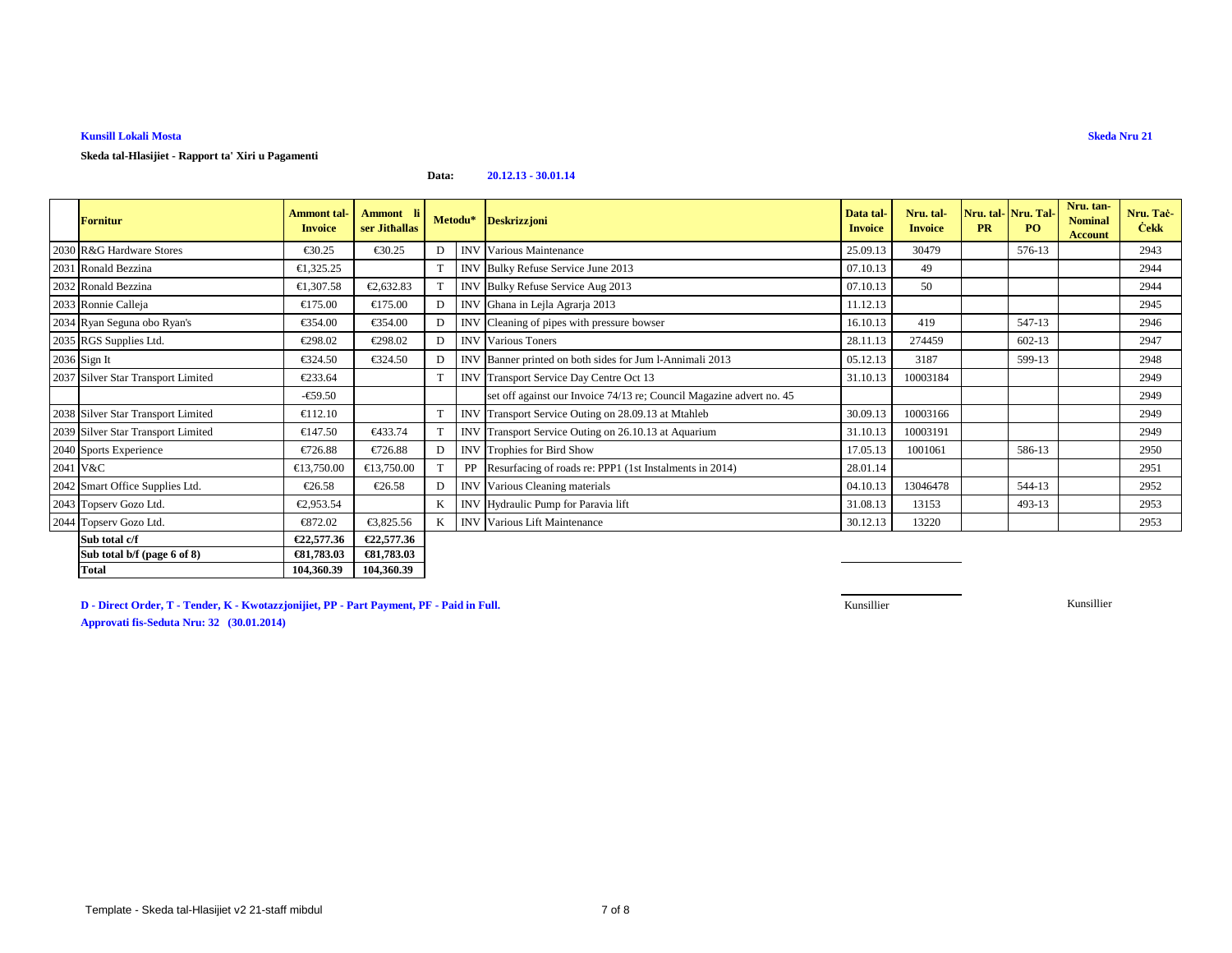**Kunsill Lokali Mosta**

**Skeda Nru 21**

**Skeda tal-Hlasijiet - Rapport ta' Xiri u Pagamenti**

**Data:** **20.12.13 - 30.01.14**

| | Fornitur | Ammont tal-Invoice | Ammont li ser Jithallas | Metodu* | | Deskrizzjoni | Data tal-Invoice | Nru. tal-Invoice | Nru. tal-PR | Nru. Tal-PO | Nru. tan-Nominal Account | Nru. Taċ-Ċekk |
|---|---|---|---|---|---|---|---|---|---|---|---|---|
| 2030 | R&G Hardware Stores | €30.25 | €30.25 | D | INV | Various Maintenance | 25.09.13 | 30479 | | 576-13 | | 2943 |
| 2031 | Ronald Bezzina | €1,325.25 | | T | INV | Bulky Refuse Service June 2013 | 07.10.13 | 49 | | | | 2944 |
| 2032 | Ronald Bezzina | €1,307.58 | €2,632.83 | T | INV | Bulky Refuse Service Aug 2013 | 07.10.13 | 50 | | | | 2944 |
| 2033 | Ronnie Calleja | €175.00 | €175.00 | D | INV | Ghana in Lejla Agrarja 2013 | 11.12.13 | | | | | 2945 |
| 2034 | Ryan Seguna obo Ryan's | €354.00 | €354.00 | D | INV | Cleaning of pipes with pressure bowser | 16.10.13 | 419 | | 547-13 | | 2946 |
| 2035 | RGS Supplies Ltd. | €298.02 | €298.02 | D | INV | Various Toners | 28.11.13 | 274459 | | 602-13 | | 2947 |
| 2036 | Sign It | €324.50 | €324.50 | D | INV | Banner printed on both sides for Jum l-Annimali 2013 | 05.12.13 | 3187 | | 599-13 | | 2948 |
| 2037 | Silver Star Transport Limited | €233.64 | | T | INV | Transport Service Day Centre Oct 13 | 31.10.13 | 10003184 | | | | 2949 |
| | | -€59.50 | | | | set off against our Invoice 74/13 re; Council Magazine advert no. 45 | | | | | | 2949 |
| 2038 | Silver Star Transport Limited | €112.10 | | T | INV | Transport Service Outing on 28.09.13 at Mtahleb | 30.09.13 | 10003166 | | | | 2949 |
| 2039 | Silver Star Transport Limited | €147.50 | €433.74 | T | INV | Transport Service Outing on 26.10.13 at Aquarium | 31.10.13 | 10003191 | | | | 2949 |
| 2040 | Sports Experience | €726.88 | €726.88 | D | INV | Trophies for Bird Show | 17.05.13 | 1001061 | | 586-13 | | 2950 |
| 2041 | V&C | €13,750.00 | €13,750.00 | T | PP | Resurfacing of roads re: PPP1 (1st Instalments in 2014) | 28.01.14 | | | | | 2951 |
| 2042 | Smart Office Supplies Ltd. | €26.58 | €26.58 | D | INV | Various Cleaning materials | 04.10.13 | 13046478 | | 544-13 | | 2952 |
| 2043 | Topserv Gozo Ltd. | €2,953.54 | | K | INV | Hydraulic Pump for Paravia lift | 31.08.13 | 13153 | | 493-13 | | 2953 |
| 2044 | Topserv Gozo Ltd. | €872.02 | €3,825.56 | K | INV | Various Lift Maintenance | 30.12.13 | 13220 | | | | 2953 |
| | **Sub total c/f** | **€22,577.36** | **€22,577.36** | | | | | | | | | |
| | **Sub total b/f (page 6 of 8)** | **€81,783.03** | **€81,783.03** | | | | | | | | | |
| | **Total** | **104,360.39** | **104,360.39** | | | | | | | | | |

**D - Direct Order, T - Tender, K - Kwotazzjonijiet, PP - Part Payment, PF - Paid in Full.**

**Approvati fis-Seduta Nru: 32 (30.01.2014)**

Kunsillier

Kunsillier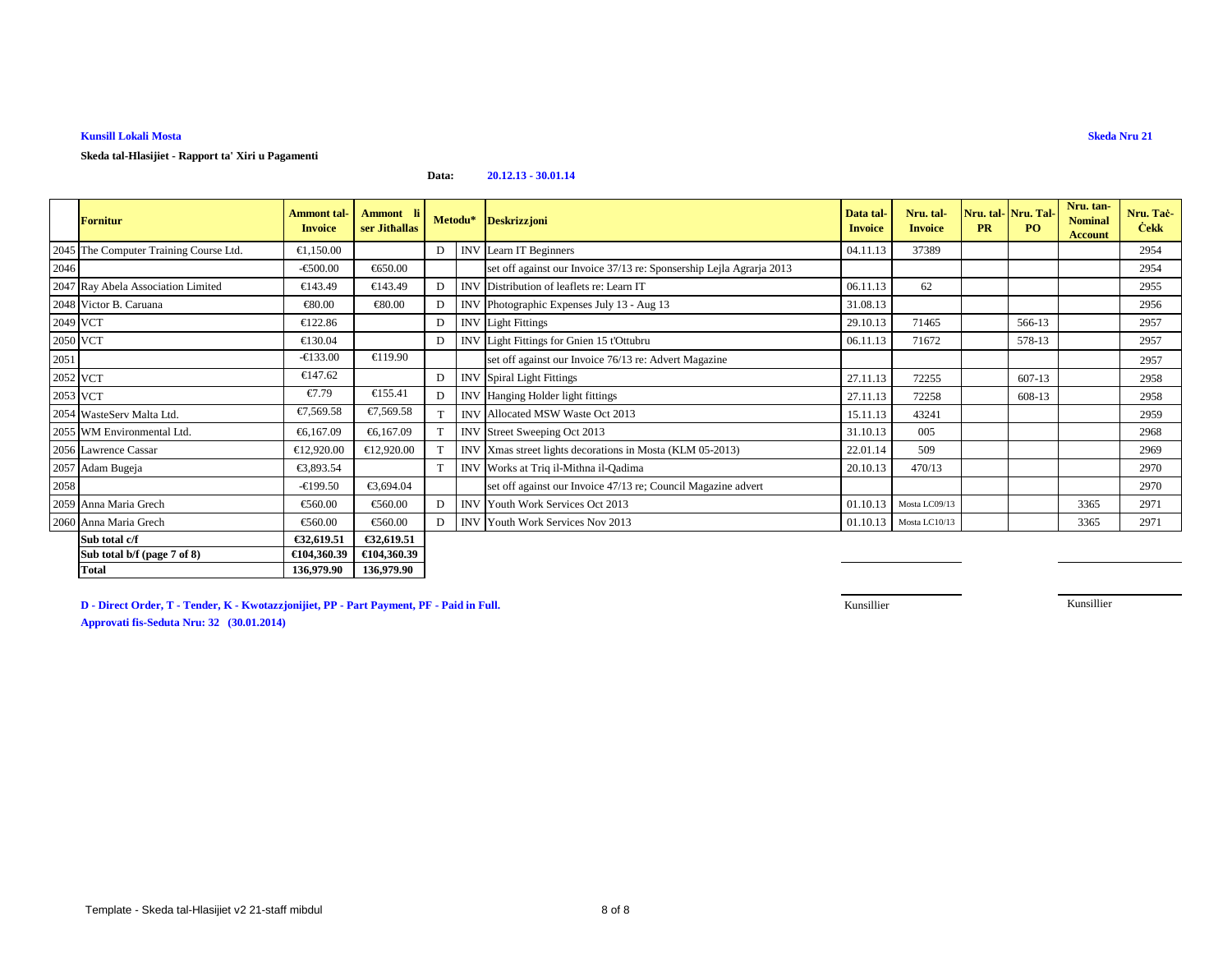**Kunsill Lokali Mosta**

**Skeda Nru 21**

**Skeda tal-Hlasijiet - Rapport ta' Xiri u Pagamenti**

**Data: 20.12.13 - 30.01.14**

| | Fornitur | Ammont tal-Invoice | Ammont li ser Jithallas | Metodu* | | Deskrizzjoni | Data tal-Invoice | Nru. tal-Invoice | Nru. tal-PR | Nru. Tal-PO | Nru. tan-Nominal Account | Nru. Taċ-Ċekk |
|---|---|---|---|---|---|---|---|---|---|---|---|---|
| 2045 | The Computer Training Course Ltd. | €1,150.00 | | D | INV | Learn IT Beginners | 04.11.13 | 37389 | | | | 2954 |
| 2046 | | -€500.00 | €650.00 | | | set off against our Invoice 37/13 re: Sponsership Lejla Agrarja 2013 | | | | | | 2954 |
| 2047 | Ray Abela Association Limited | €143.49 | €143.49 | D | INV | Distribution of leaflets re: Learn IT | 06.11.13 | 62 | | | | 2955 |
| 2048 | Victor B. Caruana | €80.00 | €80.00 | D | INV | Photographic Expenses July 13 - Aug 13 | 31.08.13 | | | | | 2956 |
| 2049 | VCT | €122.86 | | D | INV | Light Fittings | 29.10.13 | 71465 | | 566-13 | | 2957 |
| 2050 | VCT | €130.04 | | D | INV | Light Fittings for Gnien 15 t'Ottubru | 06.11.13 | 71672 | | 578-13 | | 2957 |
| 2051 | | -€133.00 | €119.90 | | | set off against our Invoice 76/13 re: Advert Magazine | | | | | | 2957 |
| 2052 | VCT | €147.62 | | D | INV | Spiral Light Fittings | 27.11.13 | 72255 | | 607-13 | | 2958 |
| 2053 | VCT | €7.79 | €155.41 | D | INV | Hanging Holder light fittings | 27.11.13 | 72258 | | 608-13 | | 2958 |
| 2054 | WasteServ Malta Ltd. | €7,569.58 | €7,569.58 | T | INV | Allocated MSW Waste Oct 2013 | 15.11.13 | 43241 | | | | 2959 |
| 2055 | WM Environmental Ltd. | €6,167.09 | €6,167.09 | T | INV | Street Sweeping Oct 2013 | 31.10.13 | 005 | | | | 2968 |
| 2056 | Lawrence Cassar | €12,920.00 | €12,920.00 | T | INV | Xmas street lights decorations in Mosta (KLM 05-2013) | 22.01.14 | 509 | | | | 2969 |
| 2057 | Adam Bugeja | €3,893.54 | | T | INV | Works at Triq il-Mithna il-Qadima | 20.10.13 | 470/13 | | | | 2970 |
| 2058 | | -€199.50 | €3,694.04 | | | set off against our Invoice 47/13 re; Council Magazine advert | | | | | | 2970 |
| 2059 | Anna Maria Grech | €560.00 | €560.00 | D | INV | Youth Work Services Oct 2013 | 01.10.13 | Mosta LC09/13 | | | 3365 | 2971 |
| 2060 | Anna Maria Grech | €560.00 | €560.00 | D | INV | Youth Work Services Nov 2013 | 01.10.13 | Mosta LC10/13 | | | 3365 | 2971 |
| | **Sub total c/f** | **€32,619.51** | **€32,619.51** | | | | | | | | | |
| | **Sub total b/f (page 7 of 8)** | **€104,360.39** | **€104,360.39** | | | | | | | | | |
| | **Total** | **136,979.90** | **136,979.90** | | | | | | | | | |

**D - Direct Order, T - Tender, K - Kwotazzjonijiet, PP - Part Payment, PF - Paid in Full.**

**Approvati fis-Seduta Nru: 32 (30.01.2014)**

Kunsillier

Kunsillier